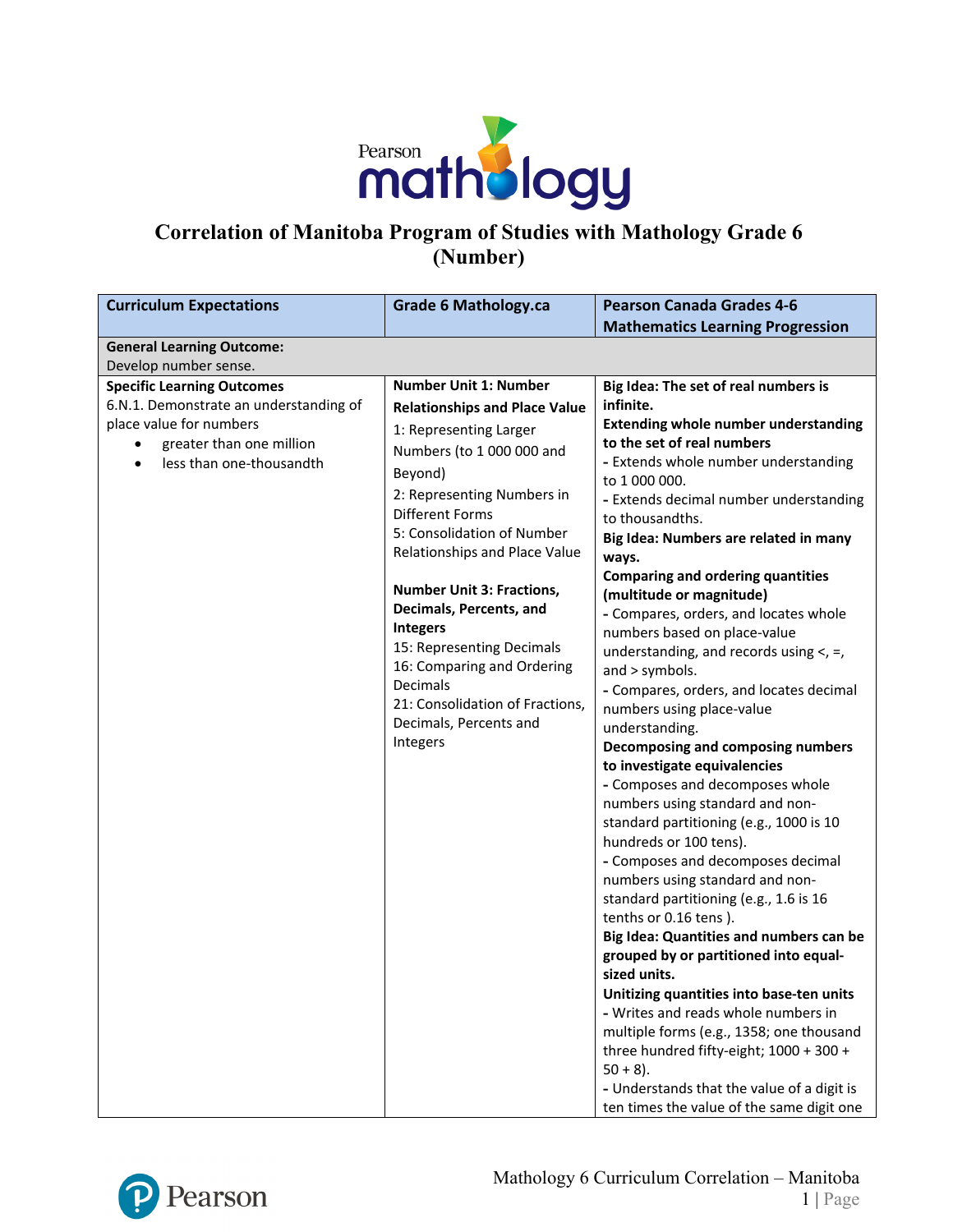# Correlation of Manitoba Program of Studies with Mathology Grade 6 (Number)

| Curriculum Expectations | Grade 6 Mathology.ca | Pearson Canada Grades 4-6 Mathematics Learning Progression |
|---|---|---|
| **General Learning Outcome:**<br>Develop number sense. | | |
| **Specific Learning Outcomes**<br>6.N.1. Demonstrate an understanding of place value for numbers<br>• greater than one million<br>• less than one-thousandth | **Number Unit 1: Number Relationships and Place Value**<br>1: Representing Larger Numbers (to 1 000 000 and Beyond)<br>2: Representing Numbers in Different Forms<br>5: Consolidation of Number Relationships and Place Value<br><br>**Number Unit 3: Fractions, Decimals, Percents, and Integers**<br>15: Representing Decimals<br>16: Comparing and Ordering Decimals<br>21: Consolidation of Fractions, Decimals, Percents and Integers | **Big Idea: The set of real numbers is infinite.**<br>**Extending whole number understanding to the set of real numbers**<br>- Extends whole number understanding to 1 000 000.<br>- Extends decimal number understanding to thousandths.<br>**Big Idea: Numbers are related in many ways.**<br>**Comparing and ordering quantities (multitude or magnitude)**<br>- Compares, orders, and locates whole numbers based on place-value understanding, and records using <, =, and > symbols.<br>- Compares, orders, and locates decimal numbers using place-value understanding.<br>**Decomposing and composing numbers to investigate equivalencies**<br>- Composes and decomposes whole numbers using standard and non-standard partitioning (e.g., 1000 is 10 hundreds or 100 tens).<br>- Composes and decomposes decimal numbers using standard and non-standard partitioning (e.g., 1.6 is 16 tenths or 0.16 tens ).<br>**Big Idea: Quantities and numbers can be grouped by or partitioned into equal-sized units.**<br>**Unitizing quantities into base-ten units**<br>- Writes and reads whole numbers in multiple forms (e.g., 1358; one thousand three hundred fifty-eight; 1000 + 300 + 50 + 8).<br>- Understands that the value of a digit is ten times the value of the same digit one |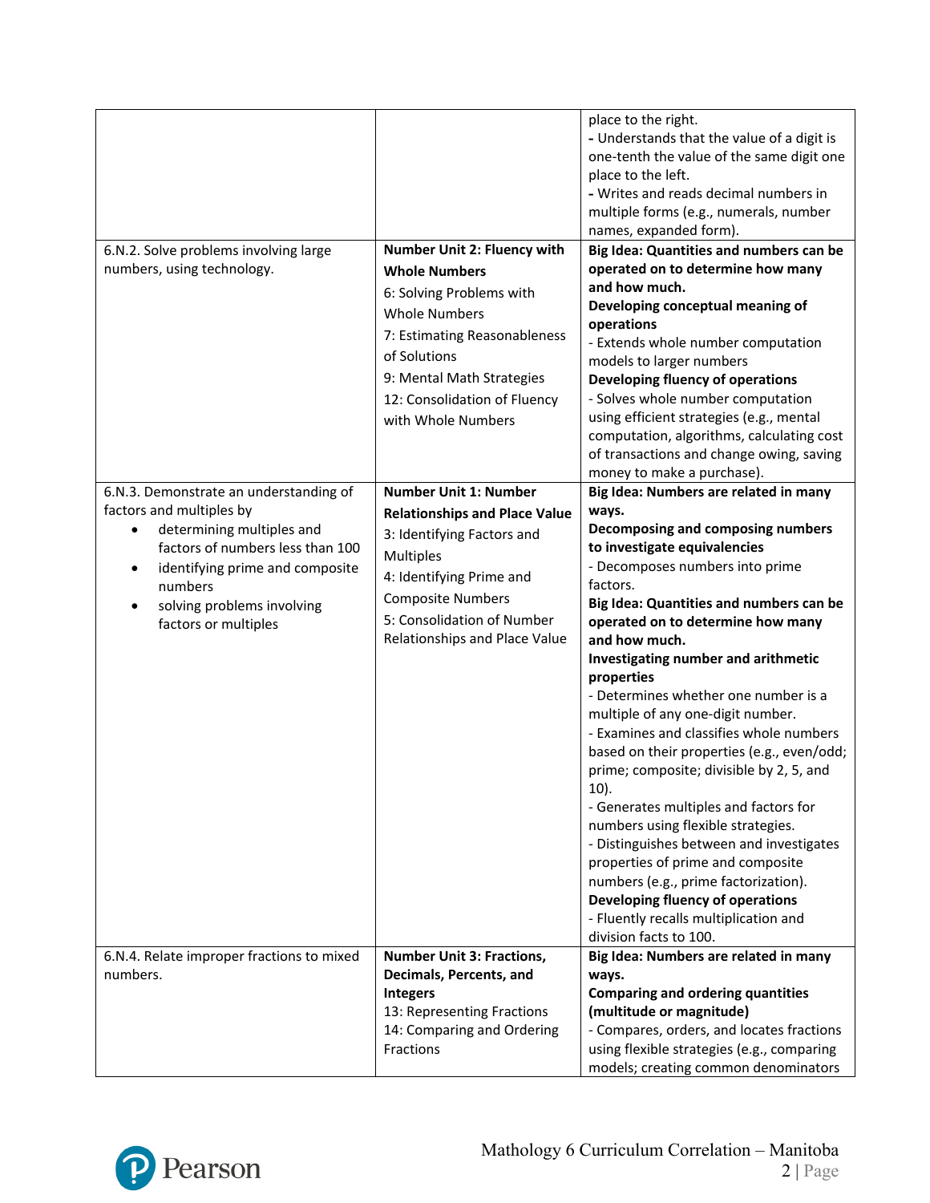| | | |
|---|---|---|
| | | place to the right.<br>**-** Understands that the value of a digit is one-tenth the value of the same digit one place to the left.<br>**-** Writes and reads decimal numbers in multiple forms (e.g., numerals, number names, expanded form). |
| 6.N.2. Solve problems involving large numbers, using technology. | **Number Unit 2: Fluency with Whole Numbers**<br>6: Solving Problems with Whole Numbers<br>7: Estimating Reasonableness of Solutions<br>9: Mental Math Strategies<br>12: Consolidation of Fluency with Whole Numbers | **Big Idea: Quantities and numbers can be operated on to determine how many and how much.**<br>**Developing conceptual meaning of operations**<br>- Extends whole number computation models to larger numbers<br>**Developing fluency of operations**<br>- Solves whole number computation using efficient strategies (e.g., mental computation, algorithms, calculating cost of transactions and change owing, saving money to make a purchase). |
| 6.N.3. Demonstrate an understanding of factors and multiples by<br>• determining multiples and factors of numbers less than 100<br>• identifying prime and composite numbers<br>• solving problems involving factors or multiples | **Number Unit 1: Number Relationships and Place Value**<br>3: Identifying Factors and Multiples<br>4: Identifying Prime and Composite Numbers<br>5: Consolidation of Number Relationships and Place Value | **Big Idea: Numbers are related in many ways.**<br>**Decomposing and composing numbers to investigate equivalencies**<br>- Decomposes numbers into prime factors.<br>**Big Idea: Quantities and numbers can be operated on to determine how many and how much.**<br>**Investigating number and arithmetic properties**<br>- Determines whether one number is a multiple of any one-digit number.<br>- Examines and classifies whole numbers based on their properties (e.g., even/odd; prime; composite; divisible by 2, 5, and 10).<br>- Generates multiples and factors for numbers using flexible strategies.<br>- Distinguishes between and investigates properties of prime and composite numbers (e.g., prime factorization).<br>**Developing fluency of operations**<br>- Fluently recalls multiplication and division facts to 100. |
| 6.N.4. Relate improper fractions to mixed numbers. | **Number Unit 3: Fractions, Decimals, Percents, and Integers**<br>13: Representing Fractions<br>14: Comparing and Ordering Fractions | **Big Idea: Numbers are related in many ways.**<br>**Comparing and ordering quantities (multitude or magnitude)**<br>- Compares, orders, and locates fractions using flexible strategies (e.g., comparing models; creating common denominators |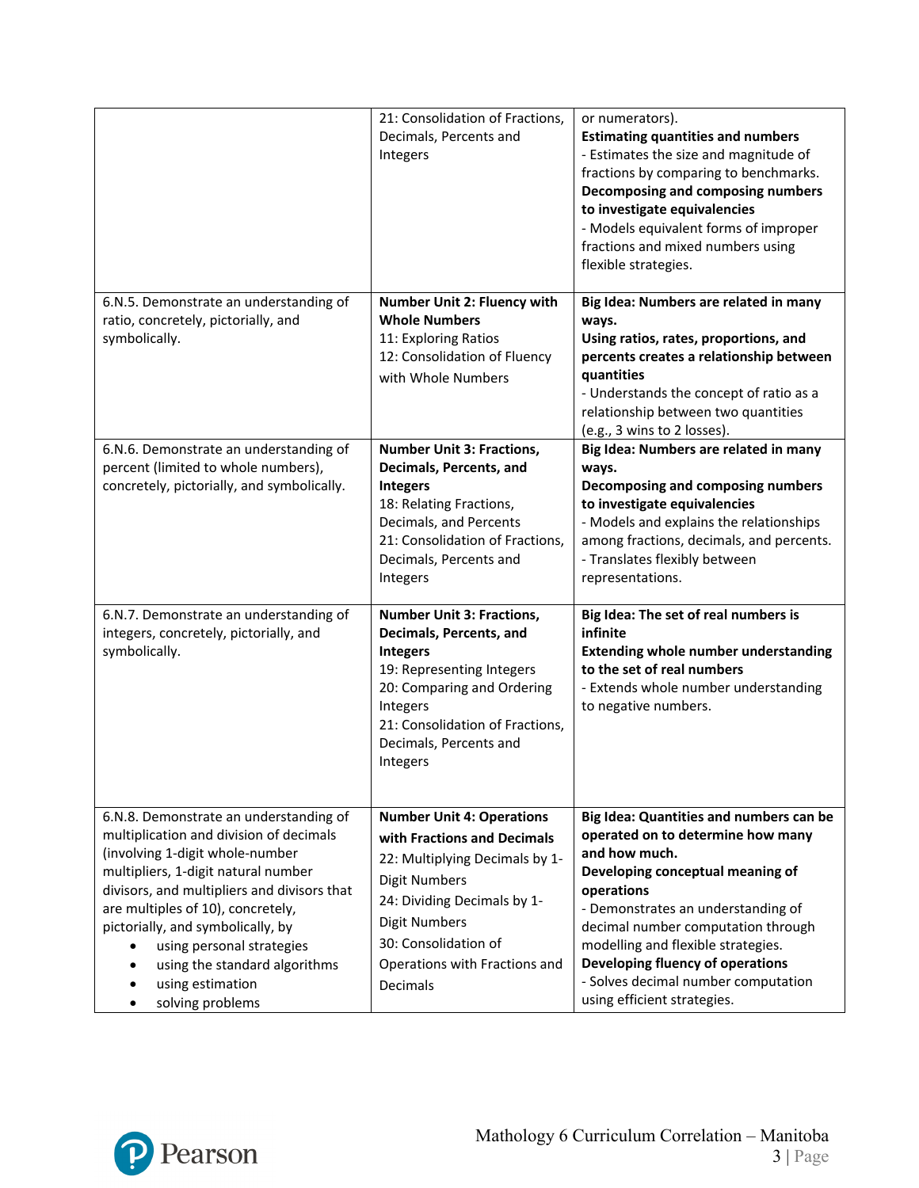| | | |
|---|---|---|
| | 21: Consolidation of Fractions, Decimals, Percents and Integers | or numerators).<br>**Estimating quantities and numbers**<br>- Estimates the size and magnitude of fractions by comparing to benchmarks.<br>**Decomposing and composing numbers to investigate equivalencies**<br>- Models equivalent forms of improper fractions and mixed numbers using flexible strategies. |
| 6.N.5. Demonstrate an understanding of ratio, concretely, pictorially, and symbolically. | **Number Unit 2: Fluency with Whole Numbers**<br>11: Exploring Ratios<br>12: Consolidation of Fluency with Whole Numbers | **Big Idea: Numbers are related in many ways.**<br>**Using ratios, rates, proportions, and percents creates a relationship between quantities**<br>- Understands the concept of ratio as a relationship between two quantities (e.g., 3 wins to 2 losses). |
| 6.N.6. Demonstrate an understanding of percent (limited to whole numbers), concretely, pictorially, and symbolically. | **Number Unit 3: Fractions, Decimals, Percents, and Integers**<br>18: Relating Fractions, Decimals, and Percents<br>21: Consolidation of Fractions, Decimals, Percents and Integers | **Big Idea: Numbers are related in many ways.**<br>**Decomposing and composing numbers to investigate equivalencies**<br>- Models and explains the relationships among fractions, decimals, and percents.<br>- Translates flexibly between representations. |
| 6.N.7. Demonstrate an understanding of integers, concretely, pictorially, and symbolically. | **Number Unit 3: Fractions, Decimals, Percents, and Integers**<br>19: Representing Integers<br>20: Comparing and Ordering Integers<br>21: Consolidation of Fractions, Decimals, Percents and Integers | **Big Idea: The set of real numbers is infinite**<br>**Extending whole number understanding to the set of real numbers**<br>- Extends whole number understanding to negative numbers. |
| 6.N.8. Demonstrate an understanding of multiplication and division of decimals (involving 1-digit whole-number multipliers, 1-digit natural number divisors, and multipliers and divisors that are multiples of 10), concretely, pictorially, and symbolically, by<br>• using personal strategies<br>• using the standard algorithms<br>• using estimation<br>• solving problems | **Number Unit 4: Operations with Fractions and Decimals**<br>22: Multiplying Decimals by 1-Digit Numbers<br>24: Dividing Decimals by 1-Digit Numbers<br>30: Consolidation of Operations with Fractions and Decimals | **Big Idea: Quantities and numbers can be operated on to determine how many and how much.**<br>**Developing conceptual meaning of operations**<br>- Demonstrates an understanding of decimal number computation through modelling and flexible strategies.<br>**Developing fluency of operations**<br>- Solves decimal number computation using efficient strategies. |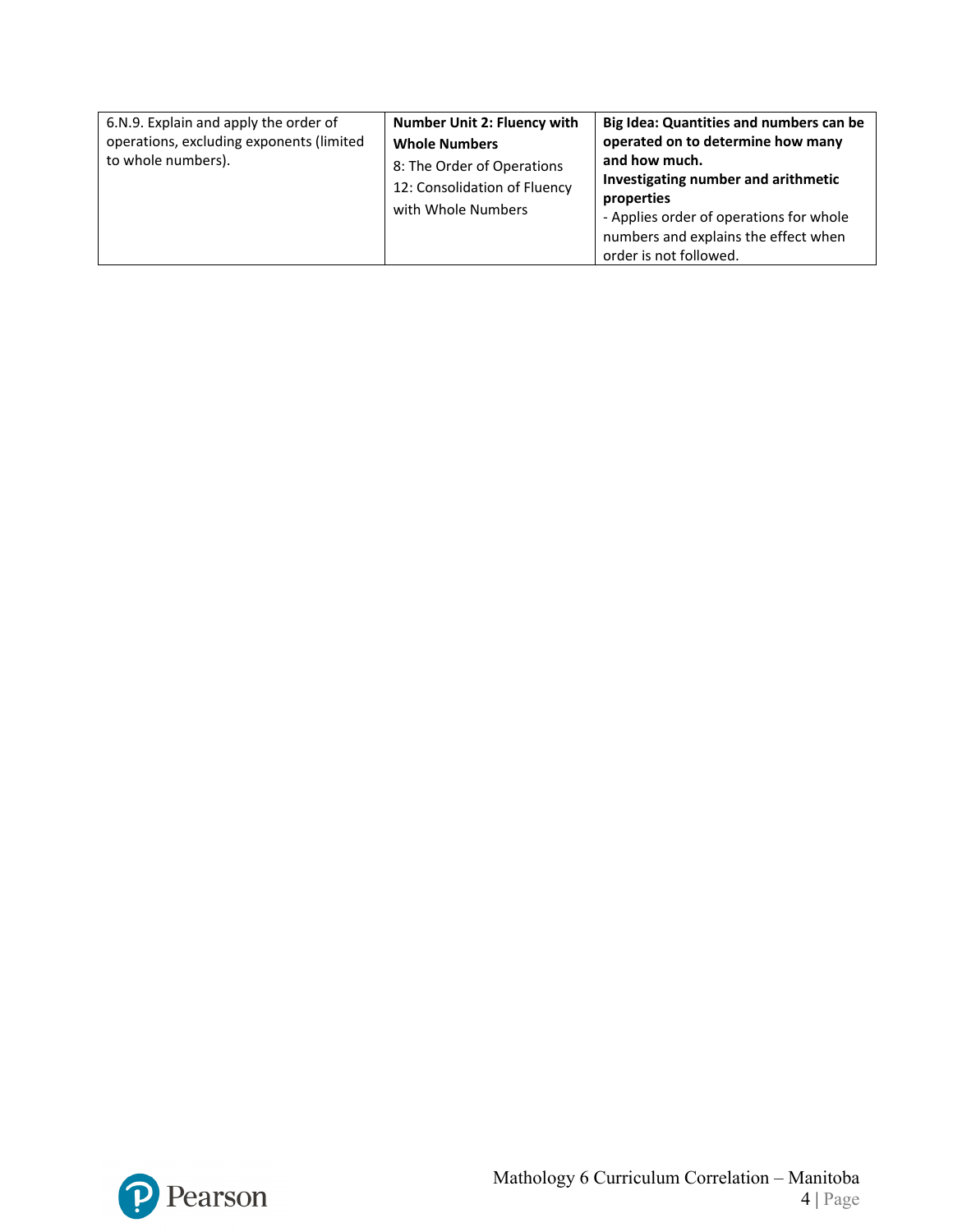| | | |
|---|---|---|
| 6.N.9. Explain and apply the order of operations, excluding exponents (limited to whole numbers). | **Number Unit 2: Fluency with Whole Numbers**<br>8: The Order of Operations<br>12: Consolidation of Fluency with Whole Numbers | **Big Idea: Quantities and numbers can be operated on to determine how many and how much.**<br>**Investigating number and arithmetic properties**<br>- Applies order of operations for whole numbers and explains the effect when order is not followed. |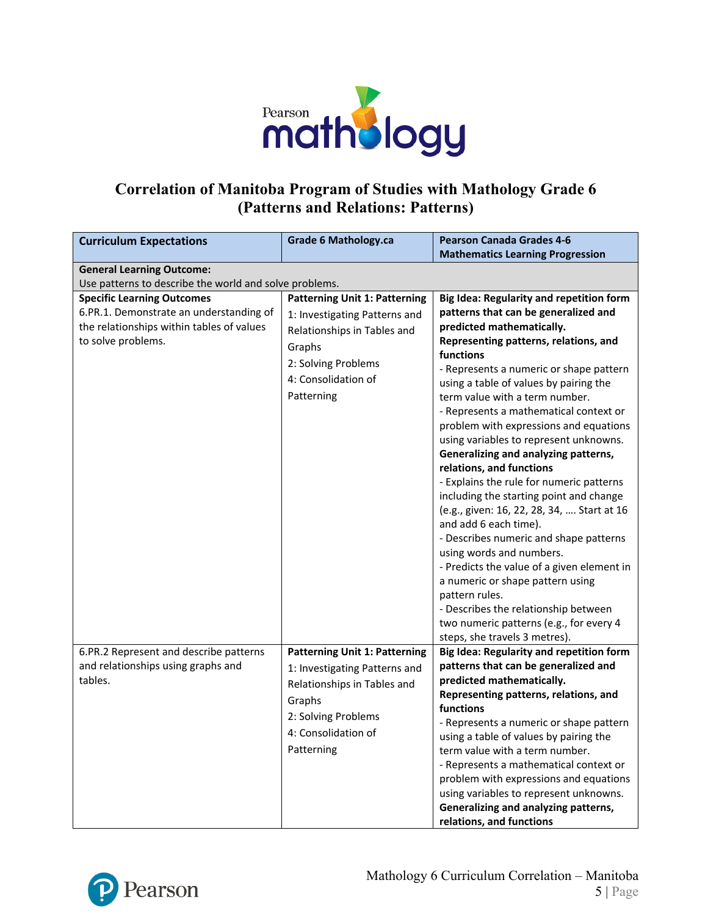# Correlation of Manitoba Program of Studies with Mathology Grade 6 (Patterns and Relations: Patterns)

| Curriculum Expectations | Grade 6 Mathology.ca | Pearson Canada Grades 4-6 Mathematics Learning Progression |
|---|---|---|
| **General Learning Outcome:** Use patterns to describe the world and solve problems. | | |
| **Specific Learning Outcomes** 6.PR.1. Demonstrate an understanding of the relationships within tables of values to solve problems. | **Patterning Unit 1: Patterning** 1: Investigating Patterns and Relationships in Tables and Graphs 2: Solving Problems 4: Consolidation of Patterning | **Big Idea: Regularity and repetition form patterns that can be generalized and predicted mathematically.** **Representing patterns, relations, and functions** - Represents a numeric or shape pattern using a table of values by pairing the term value with a term number. - Represents a mathematical context or problem with expressions and equations using variables to represent unknowns. **Generalizing and analyzing patterns, relations, and functions** - Explains the rule for numeric patterns including the starting point and change (e.g., given: 16, 22, 28, 34, …. Start at 16 and add 6 each time). - Describes numeric and shape patterns using words and numbers. - Predicts the value of a given element in a numeric or shape pattern using pattern rules. - Describes the relationship between two numeric patterns (e.g., for every 4 steps, she travels 3 metres). |
| 6.PR.2 Represent and describe patterns and relationships using graphs and tables. | **Patterning Unit 1: Patterning** 1: Investigating Patterns and Relationships in Tables and Graphs 2: Solving Problems 4: Consolidation of Patterning | **Big Idea: Regularity and repetition form patterns that can be generalized and predicted mathematically.** **Representing patterns, relations, and functions** - Represents a numeric or shape pattern using a table of values by pairing the term value with a term number. - Represents a mathematical context or problem with expressions and equations using variables to represent unknowns. **Generalizing and analyzing patterns, relations, and functions** |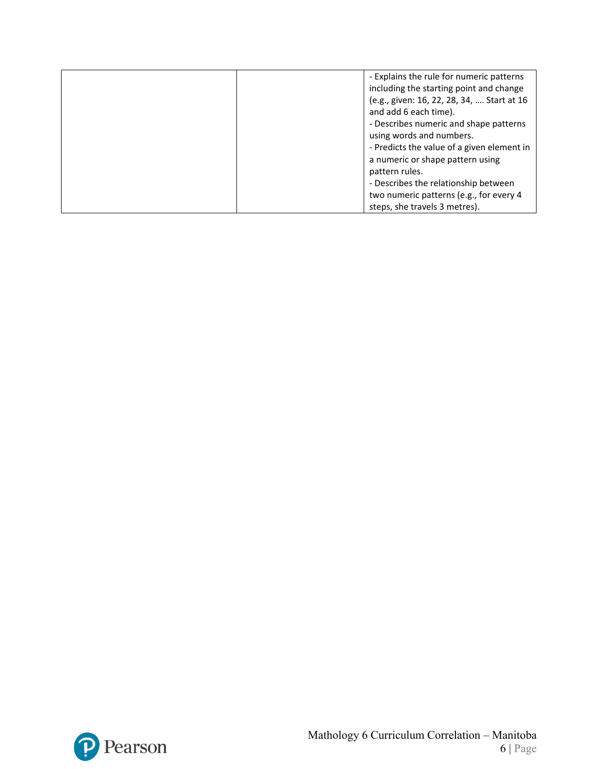|  |  |  |
|---|---|---|
|  |  | - Explains the rule for numeric patterns including the starting point and change (e.g., given: 16, 22, 28, 34, …. Start at 16 and add 6 each time).<br>- Describes numeric and shape patterns using words and numbers.<br>- Predicts the value of a given element in a numeric or shape pattern using pattern rules.<br>- Describes the relationship between two numeric patterns (e.g., for every 4 steps, she travels 3 metres). |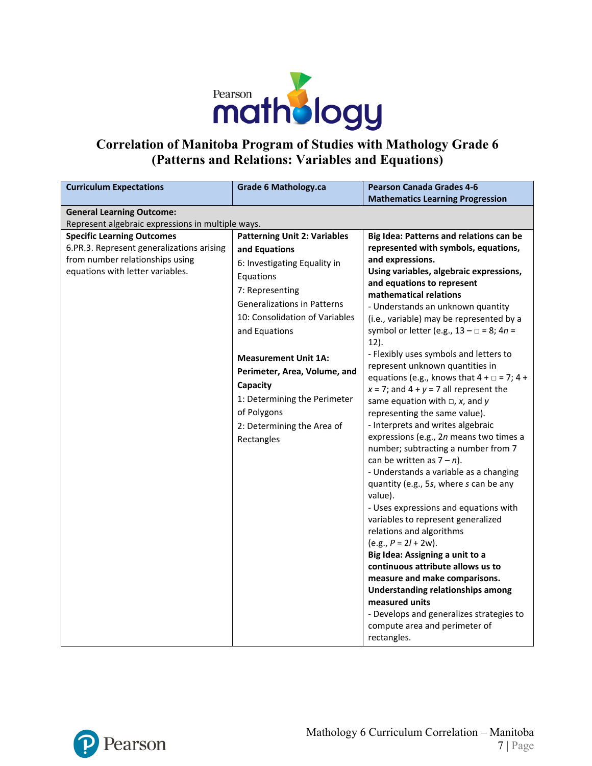# Correlation of Manitoba Program of Studies with Mathology Grade 6 (Patterns and Relations: Variables and Equations)

| Curriculum Expectations | Grade 6 Mathology.ca | Pearson Canada Grades 4-6 Mathematics Learning Progression |
|---|---|---|
| **General Learning Outcome:**<br>Represent algebraic expressions in multiple ways. | | |
| **Specific Learning Outcomes**<br>6.PR.3. Represent generalizations arising from number relationships using equations with letter variables. | **Patterning Unit 2: Variables and Equations**<br>6: Investigating Equality in Equations<br>7: Representing Generalizations in Patterns<br>10: Consolidation of Variables and Equations<br><br>**Measurement Unit 1A: Perimeter, Area, Volume, and Capacity**<br>1: Determining the Perimeter of Polygons<br>2: Determining the Area of Rectangles | **Big Idea: Patterns and relations can be represented with symbols, equations, and expressions.**<br>**Using variables, algebraic expressions, and equations to represent mathematical relations**<br>- Understands an unknown quantity (i.e., variable) may be represented by a symbol or letter (e.g., $13 - \square = 8$; $4n = 12$).<br>- Flexibly uses symbols and letters to represent unknown quantities in equations (e.g., knows that $4 + \square = 7$; $4 + x = 7$; and $4 + y = 7$ all represent the same equation with $\square$, $x$, and $y$ representing the same value).<br>- Interprets and writes algebraic expressions (e.g., $2n$ means two times a number; subtracting a number from 7 can be written as $7 - n$).<br>- Understands a variable as a changing quantity (e.g., $5s$, where $s$ can be any value).<br>- Uses expressions and equations with variables to represent generalized relations and algorithms (e.g., $P = 2l + 2w$).<br>**Big Idea: Assigning a unit to a continuous attribute allows us to measure and make comparisons.**<br>**Understanding relationships among measured units**<br>- Develops and generalizes strategies to compute area and perimeter of rectangles. |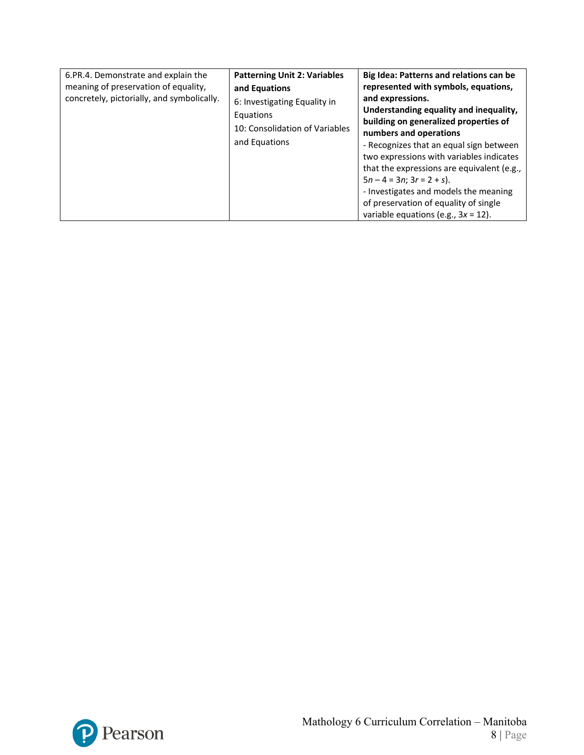| | | |
|---|---|---|
| 6.PR.4. Demonstrate and explain the meaning of preservation of equality, concretely, pictorially, and symbolically. | **Patterning Unit 2: Variables and Equations**<br>6: Investigating Equality in Equations<br>10: Consolidation of Variables and Equations | **Big Idea: Patterns and relations can be represented with symbols, equations, and expressions.**<br>**Understanding equality and inequality, building on generalized properties of numbers and operations**<br>- Recognizes that an equal sign between two expressions with variables indicates that the expressions are equivalent (e.g., $5n - 4 = 3n$; $3r = 2 + s$).<br>- Investigates and models the meaning of preservation of equality of single variable equations (e.g., $3x = 12$). |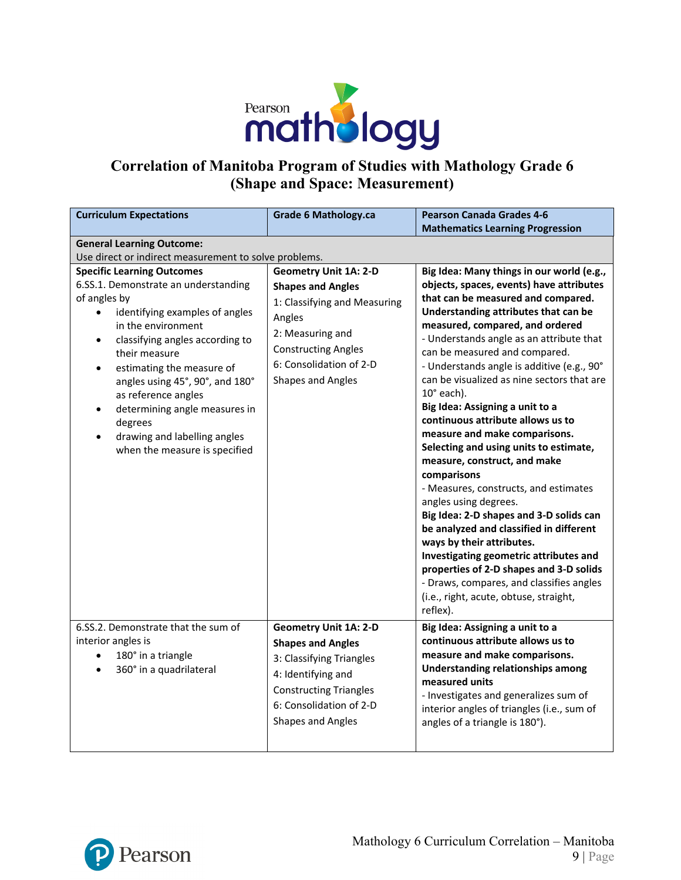# Correlation of Manitoba Program of Studies with Mathology Grade 6 (Shape and Space: Measurement)

| Curriculum Expectations | Grade 6 Mathology.ca | Pearson Canada Grades 4-6 Mathematics Learning Progression |
|---|---|---|
| **General Learning Outcome:**<br>Use direct or indirect measurement to solve problems. | | |
| **Specific Learning Outcomes**<br>6.SS.1. Demonstrate an understanding of angles by<br>• identifying examples of angles in the environment<br>• classifying angles according to their measure<br>• estimating the measure of angles using 45°, 90°, and 180° as reference angles<br>• determining angle measures in degrees<br>• drawing and labelling angles when the measure is specified | **Geometry Unit 1A: 2-D Shapes and Angles**<br>1: Classifying and Measuring Angles<br>2: Measuring and Constructing Angles<br>6: Consolidation of 2-D Shapes and Angles | **Big Idea: Many things in our world (e.g., objects, spaces, events) have attributes that can be measured and compared. Understanding attributes that can be measured, compared, and ordered**<br>- Understands angle as an attribute that can be measured and compared.<br>- Understands angle is additive (e.g., 90° can be visualized as nine sectors that are 10° each).<br>**Big Idea: Assigning a unit to a continuous attribute allows us to measure and make comparisons. Selecting and using units to estimate, measure, construct, and make comparisons**<br>- Measures, constructs, and estimates angles using degrees.<br>**Big Idea: 2-D shapes and 3-D solids can be analyzed and classified in different ways by their attributes. Investigating geometric attributes and properties of 2-D shapes and 3-D solids**<br>- Draws, compares, and classifies angles (i.e., right, acute, obtuse, straight, reflex). |
| 6.SS.2. Demonstrate that the sum of interior angles is<br>• 180° in a triangle<br>• 360° in a quadrilateral | **Geometry Unit 1A: 2-D Shapes and Angles**<br>3: Classifying Triangles<br>4: Identifying and Constructing Triangles<br>6: Consolidation of 2-D Shapes and Angles | **Big Idea: Assigning a unit to a continuous attribute allows us to measure and make comparisons. Understanding relationships among measured units**<br>- Investigates and generalizes sum of interior angles of triangles (i.e., sum of angles of a triangle is 180°). |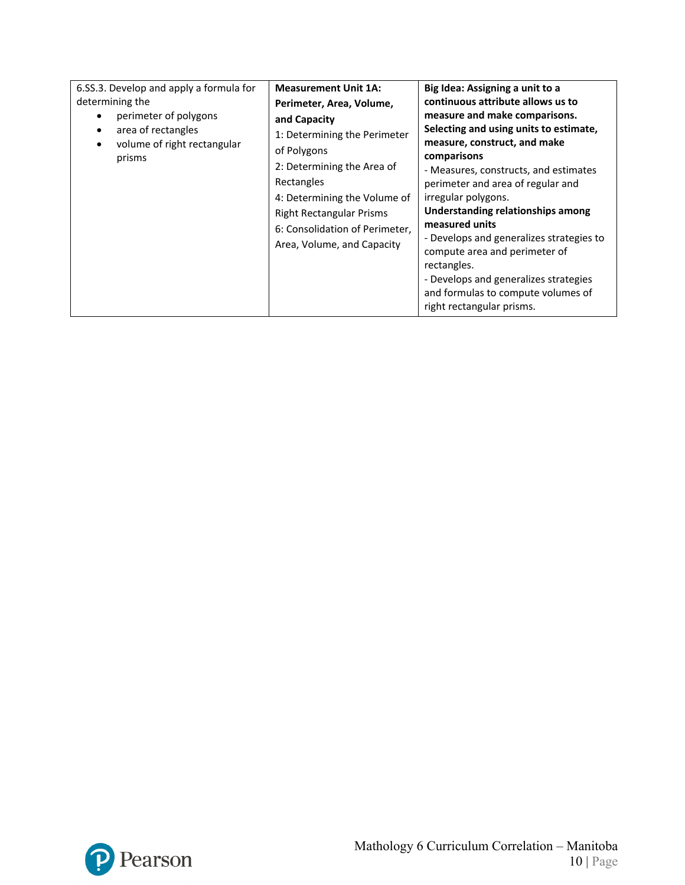| | | |
|---|---|---|
| 6.SS.3. Develop and apply a formula for determining the<br>• perimeter of polygons<br>• area of rectangles<br>• volume of right rectangular prisms | **Measurement Unit 1A: Perimeter, Area, Volume, and Capacity**<br>1: Determining the Perimeter of Polygons<br>2: Determining the Area of Rectangles<br>4: Determining the Volume of Right Rectangular Prisms<br>6: Consolidation of Perimeter, Area, Volume, and Capacity | **Big Idea: Assigning a unit to a continuous attribute allows us to measure and make comparisons.**<br>**Selecting and using units to estimate, measure, construct, and make comparisons**<br>- Measures, constructs, and estimates perimeter and area of regular and irregular polygons.<br>**Understanding relationships among measured units**<br>- Develops and generalizes strategies to compute area and perimeter of rectangles.<br>- Develops and generalizes strategies and formulas to compute volumes of right rectangular prisms. |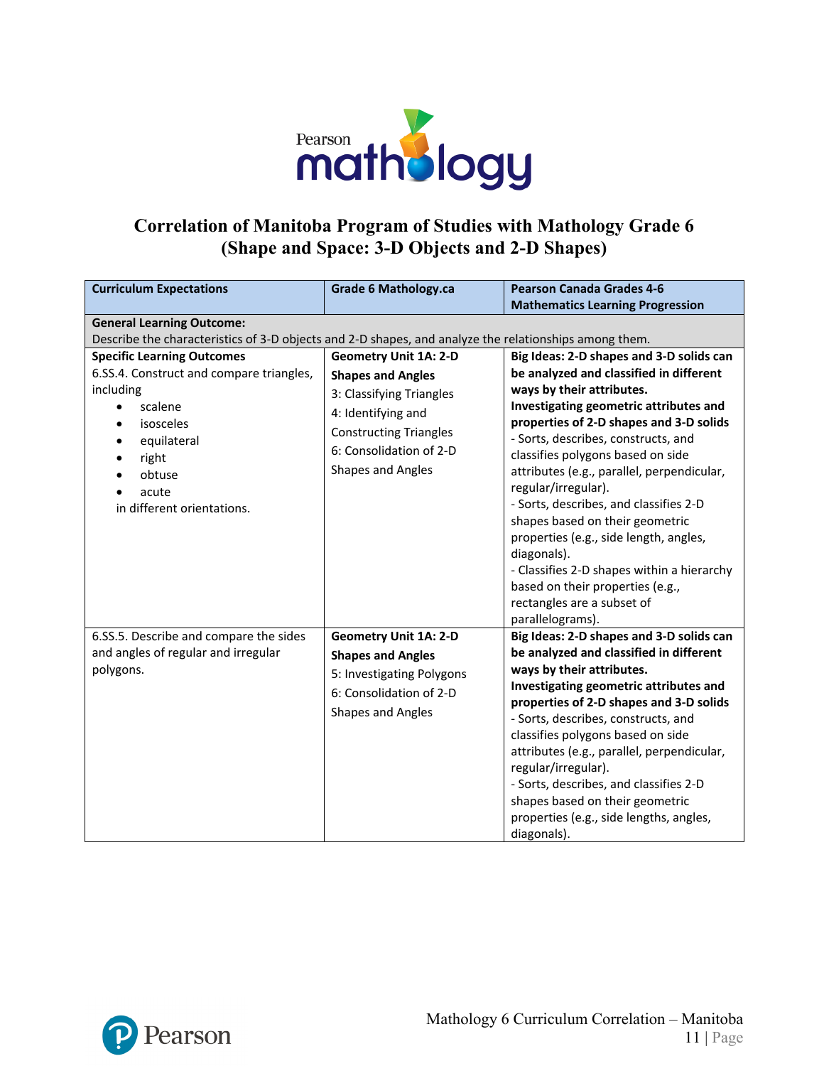# Correlation of Manitoba Program of Studies with Mathology Grade 6 (Shape and Space: 3-D Objects and 2-D Shapes)

| Curriculum Expectations | Grade 6 Mathology.ca | Pearson Canada Grades 4-6 Mathematics Learning Progression |
|---|---|---|
| **General Learning Outcome:** Describe the characteristics of 3-D objects and 2-D shapes, and analyze the relationships among them. | | |
| **Specific Learning Outcomes**<br>6.SS.4. Construct and compare triangles, including<br>• scalene<br>• isosceles<br>• equilateral<br>• right<br>• obtuse<br>• acute<br>in different orientations. | **Geometry Unit 1A: 2-D Shapes and Angles**<br>3: Classifying Triangles<br>4: Identifying and Constructing Triangles<br>6: Consolidation of 2-D Shapes and Angles | **Big Ideas: 2-D shapes and 3-D solids can be analyzed and classified in different ways by their attributes.**<br>**Investigating geometric attributes and properties of 2-D shapes and 3-D solids**<br>- Sorts, describes, constructs, and classifies polygons based on side attributes (e.g., parallel, perpendicular, regular/irregular).<br>- Sorts, describes, and classifies 2-D shapes based on their geometric properties (e.g., side length, angles, diagonals).<br>- Classifies 2-D shapes within a hierarchy based on their properties (e.g., rectangles are a subset of parallelograms). |
| 6.SS.5. Describe and compare the sides and angles of regular and irregular polygons. | **Geometry Unit 1A: 2-D Shapes and Angles**<br>5: Investigating Polygons<br>6: Consolidation of 2-D Shapes and Angles | **Big Ideas: 2-D shapes and 3-D solids can be analyzed and classified in different ways by their attributes.**<br>**Investigating geometric attributes and properties of 2-D shapes and 3-D solids**<br>- Sorts, describes, constructs, and classifies polygons based on side attributes (e.g., parallel, perpendicular, regular/irregular).<br>- Sorts, describes, and classifies 2-D shapes based on their geometric properties (e.g., side lengths, angles, diagonals). |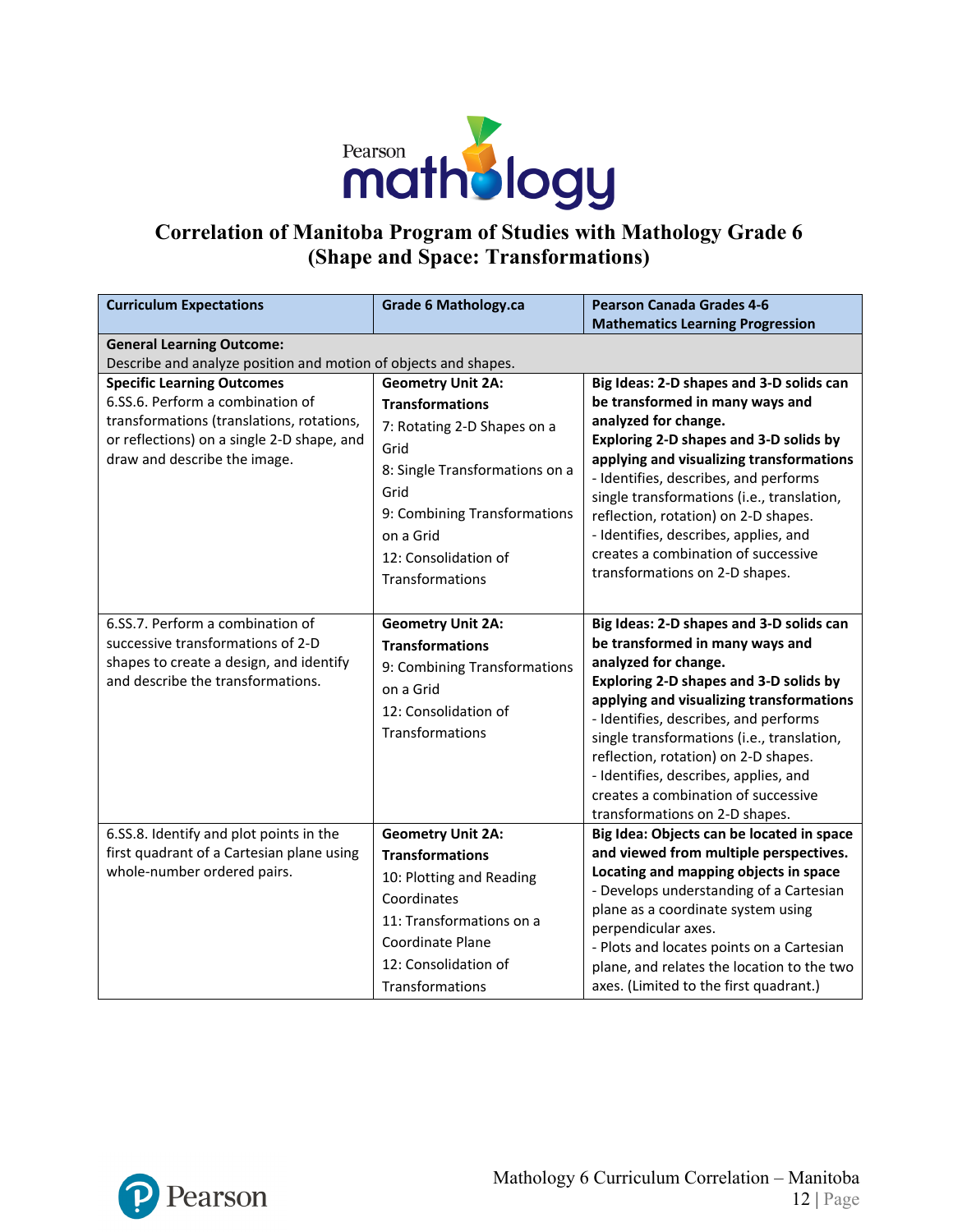# Correlation of Manitoba Program of Studies with Mathology Grade 6 (Shape and Space: Transformations)

| Curriculum Expectations | Grade 6 Mathology.ca | Pearson Canada Grades 4-6 Mathematics Learning Progression |
|---|---|---|
| **General Learning Outcome:** Describe and analyze position and motion of objects and shapes. | | |
| **Specific Learning Outcomes**<br>6.SS.6. Perform a combination of transformations (translations, rotations, or reflections) on a single 2-D shape, and draw and describe the image. | **Geometry Unit 2A: Transformations**<br>7: Rotating 2-D Shapes on a Grid<br>8: Single Transformations on a Grid<br>9: Combining Transformations on a Grid<br>12: Consolidation of Transformations | **Big Ideas: 2-D shapes and 3-D solids can be transformed in many ways and analyzed for change.**<br>**Exploring 2-D shapes and 3-D solids by applying and visualizing transformations**<br>- Identifies, describes, and performs single transformations (i.e., translation, reflection, rotation) on 2-D shapes.<br>- Identifies, describes, applies, and creates a combination of successive transformations on 2-D shapes. |
| 6.SS.7. Perform a combination of successive transformations of 2-D shapes to create a design, and identify and describe the transformations. | **Geometry Unit 2A: Transformations**<br>9: Combining Transformations on a Grid<br>12: Consolidation of Transformations | **Big Ideas: 2-D shapes and 3-D solids can be transformed in many ways and analyzed for change.**<br>**Exploring 2-D shapes and 3-D solids by applying and visualizing transformations**<br>- Identifies, describes, and performs single transformations (i.e., translation, reflection, rotation) on 2-D shapes.<br>- Identifies, describes, applies, and creates a combination of successive transformations on 2-D shapes. |
| 6.SS.8. Identify and plot points in the first quadrant of a Cartesian plane using whole-number ordered pairs. | **Geometry Unit 2A: Transformations**<br>10: Plotting and Reading Coordinates<br>11: Transformations on a Coordinate Plane<br>12: Consolidation of Transformations | **Big Idea: Objects can be located in space and viewed from multiple perspectives.**<br>**Locating and mapping objects in space**<br>- Develops understanding of a Cartesian plane as a coordinate system using perpendicular axes.<br>- Plots and locates points on a Cartesian plane, and relates the location to the two axes. (Limited to the first quadrant.) |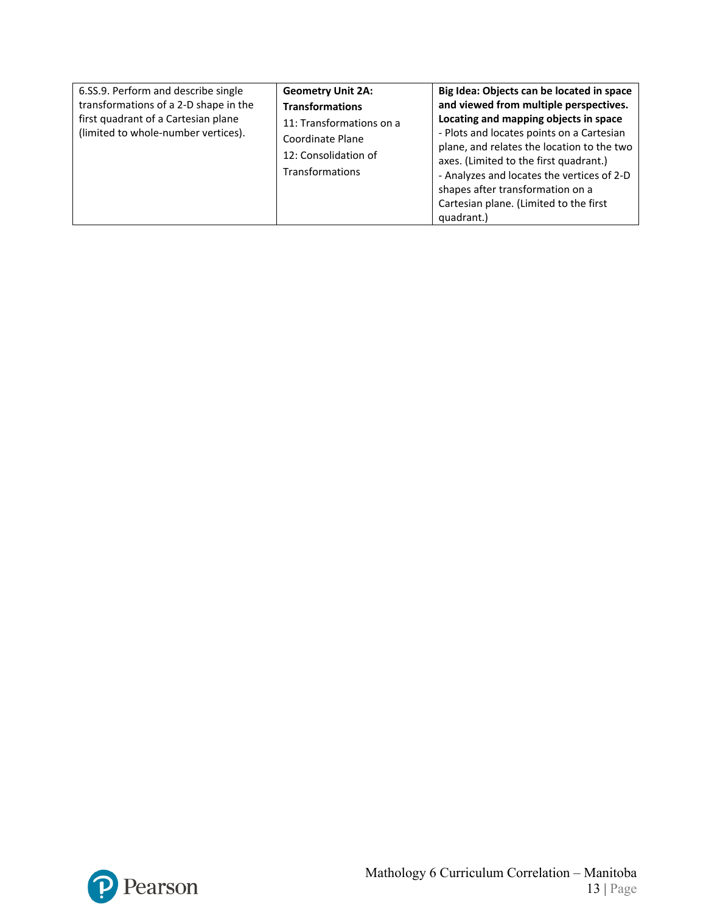| | | |
|---|---|---|
| 6.SS.9. Perform and describe single transformations of a 2-D shape in the first quadrant of a Cartesian plane (limited to whole-number vertices). | **Geometry Unit 2A: Transformations**<br>11: Transformations on a Coordinate Plane<br>12: Consolidation of Transformations | **Big Idea: Objects can be located in space and viewed from multiple perspectives.**<br>**Locating and mapping objects in space**<br>- Plots and locates points on a Cartesian plane, and relates the location to the two axes. (Limited to the first quadrant.)<br>- Analyzes and locates the vertices of 2-D shapes after transformation on a Cartesian plane. (Limited to the first quadrant.) |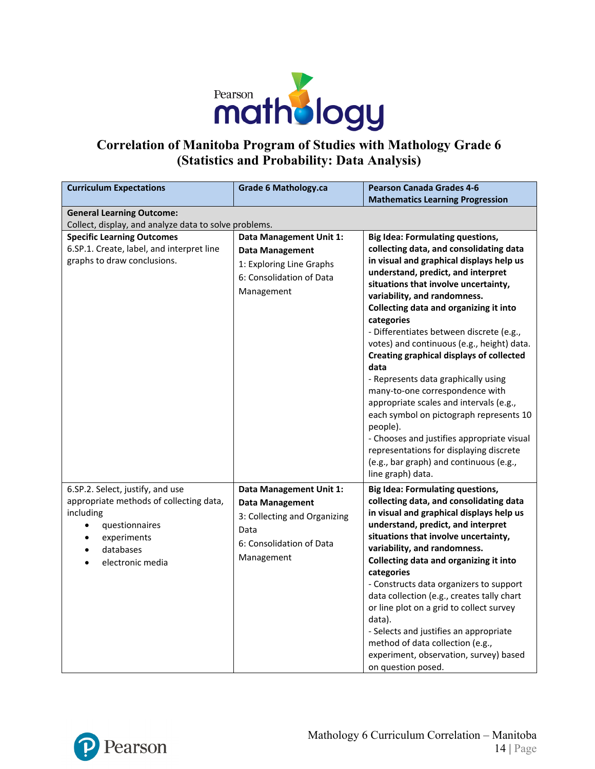# Correlation of Manitoba Program of Studies with Mathology Grade 6 (Statistics and Probability: Data Analysis)

| Curriculum Expectations | Grade 6 Mathology.ca | Pearson Canada Grades 4-6 Mathematics Learning Progression |
|---|---|---|
| **General Learning Outcome:** Collect, display, and analyze data to solve problems. | | |
| **Specific Learning Outcomes**<br>6.SP.1. Create, label, and interpret line graphs to draw conclusions. | **Data Management Unit 1: Data Management**<br>1: Exploring Line Graphs<br>6: Consolidation of Data Management | **Big Idea: Formulating questions, collecting data, and consolidating data in visual and graphical displays help us understand, predict, and interpret situations that involve uncertainty, variability, and randomness.**<br>**Collecting data and organizing it into categories**<br>- Differentiates between discrete (e.g., votes) and continuous (e.g., height) data.<br>**Creating graphical displays of collected data**<br>- Represents data graphically using many-to-one correspondence with appropriate scales and intervals (e.g., each symbol on pictograph represents 10 people).<br>- Chooses and justifies appropriate visual representations for displaying discrete (e.g., bar graph) and continuous (e.g., line graph) data. |
| 6.SP.2. Select, justify, and use appropriate methods of collecting data, including<br>• questionnaires<br>• experiments<br>• databases<br>• electronic media | **Data Management Unit 1: Data Management**<br>3: Collecting and Organizing Data<br>6: Consolidation of Data Management | **Big Idea: Formulating questions, collecting data, and consolidating data in visual and graphical displays help us understand, predict, and interpret situations that involve uncertainty, variability, and randomness.**<br>**Collecting data and organizing it into categories**<br>- Constructs data organizers to support data collection (e.g., creates tally chart or line plot on a grid to collect survey data).<br>- Selects and justifies an appropriate method of data collection (e.g., experiment, observation, survey) based on question posed. |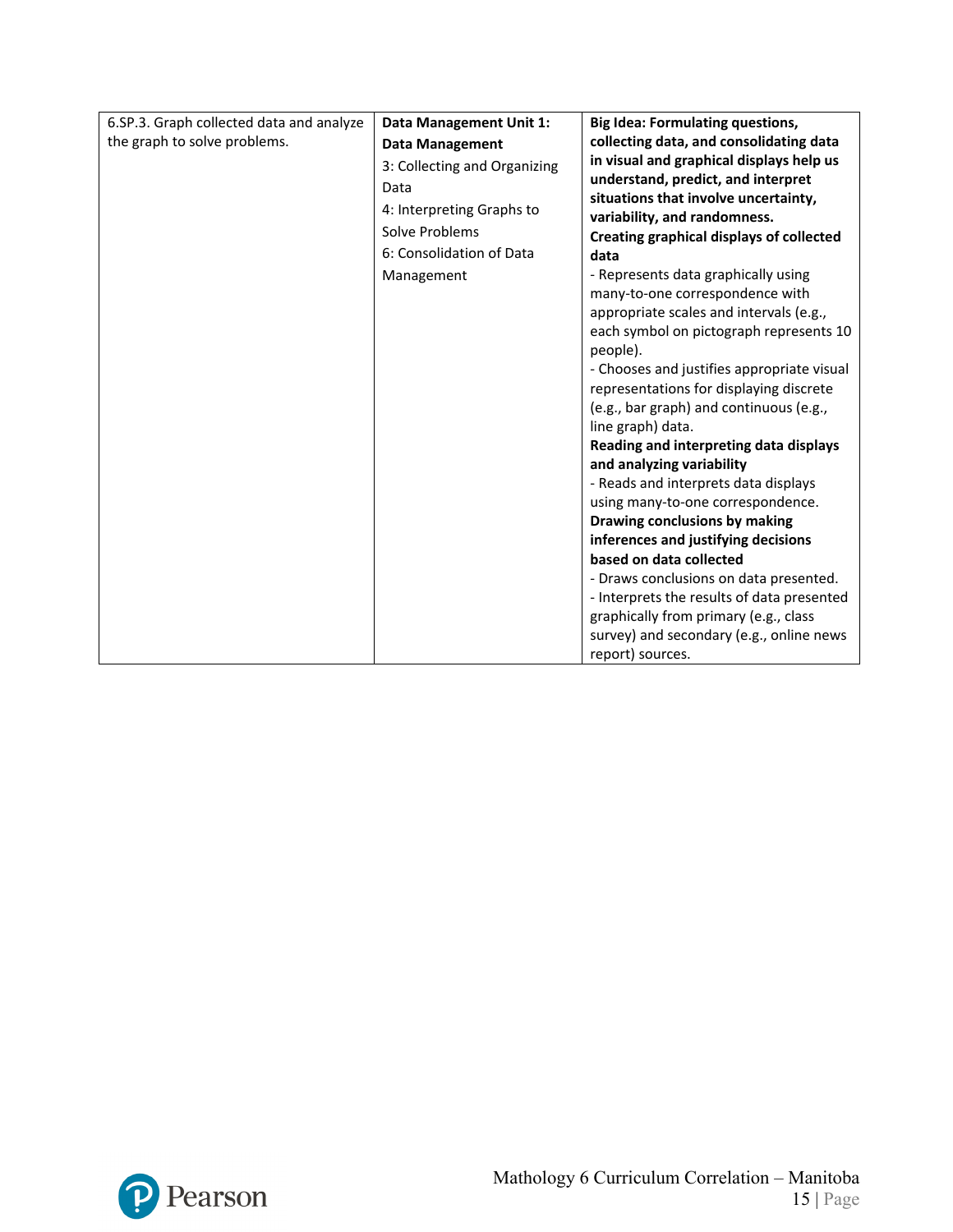| | | |
|---|---|---|
| 6.SP.3. Graph collected data and analyze the graph to solve problems. | **Data Management Unit 1: Data Management**<br>3: Collecting and Organizing Data<br>4: Interpreting Graphs to Solve Problems<br>6: Consolidation of Data Management | **Big Idea: Formulating questions, collecting data, and consolidating data in visual and graphical displays help us understand, predict, and interpret situations that involve uncertainty, variability, and randomness.**<br>**Creating graphical displays of collected data**<br>- Represents data graphically using many-to-one correspondence with appropriate scales and intervals (e.g., each symbol on pictograph represents 10 people).<br>- Chooses and justifies appropriate visual representations for displaying discrete (e.g., bar graph) and continuous (e.g., line graph) data.<br>**Reading and interpreting data displays and analyzing variability**<br>- Reads and interprets data displays using many-to-one correspondence.<br>**Drawing conclusions by making inferences and justifying decisions based on data collected**<br>- Draws conclusions on data presented.<br>- Interprets the results of data presented graphically from primary (e.g., class survey) and secondary (e.g., online news report) sources. |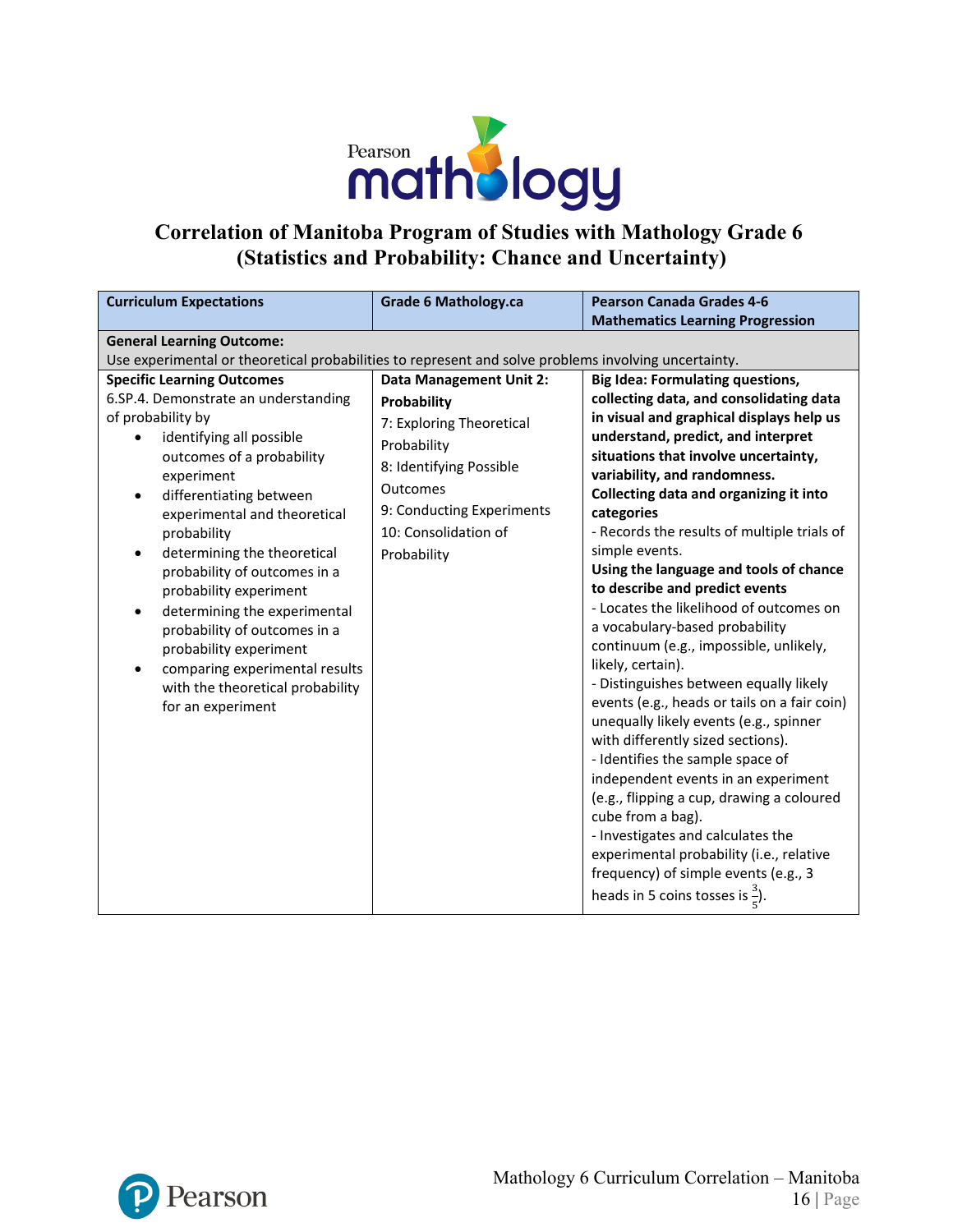# Correlation of Manitoba Program of Studies with Mathology Grade 6 (Statistics and Probability: Chance and Uncertainty)

| Curriculum Expectations | Grade 6 Mathology.ca | Pearson Canada Grades 4-6 Mathematics Learning Progression |
|---|---|---|
| **General Learning Outcome:** Use experimental or theoretical probabilities to represent and solve problems involving uncertainty. | | |
| **Specific Learning Outcomes**<br>6.SP.4. Demonstrate an understanding of probability by<br>• identifying all possible outcomes of a probability experiment<br>• differentiating between experimental and theoretical probability<br>• determining the theoretical probability of outcomes in a probability experiment<br>• determining the experimental probability of outcomes in a probability experiment<br>• comparing experimental results with the theoretical probability for an experiment | **Data Management Unit 2: Probability**<br>7: Exploring Theoretical Probability<br>8: Identifying Possible Outcomes<br>9: Conducting Experiments<br>10: Consolidation of Probability | **Big Idea: Formulating questions, collecting data, and consolidating data in visual and graphical displays help us understand, predict, and interpret situations that involve uncertainty, variability, and randomness.**<br>**Collecting data and organizing it into categories**<br>- Records the results of multiple trials of simple events.<br>**Using the language and tools of chance to describe and predict events**<br>- Locates the likelihood of outcomes on a vocabulary-based probability continuum (e.g., impossible, unlikely, likely, certain).<br>- Distinguishes between equally likely events (e.g., heads or tails on a fair coin) unequally likely events (e.g., spinner with differently sized sections).<br>- Identifies the sample space of independent events in an experiment (e.g., flipping a cup, drawing a coloured cube from a bag).<br>- Investigates and calculates the experimental probability (i.e., relative frequency) of simple events (e.g., 3 heads in 5 coins tosses is $\frac{3}{5}$). |